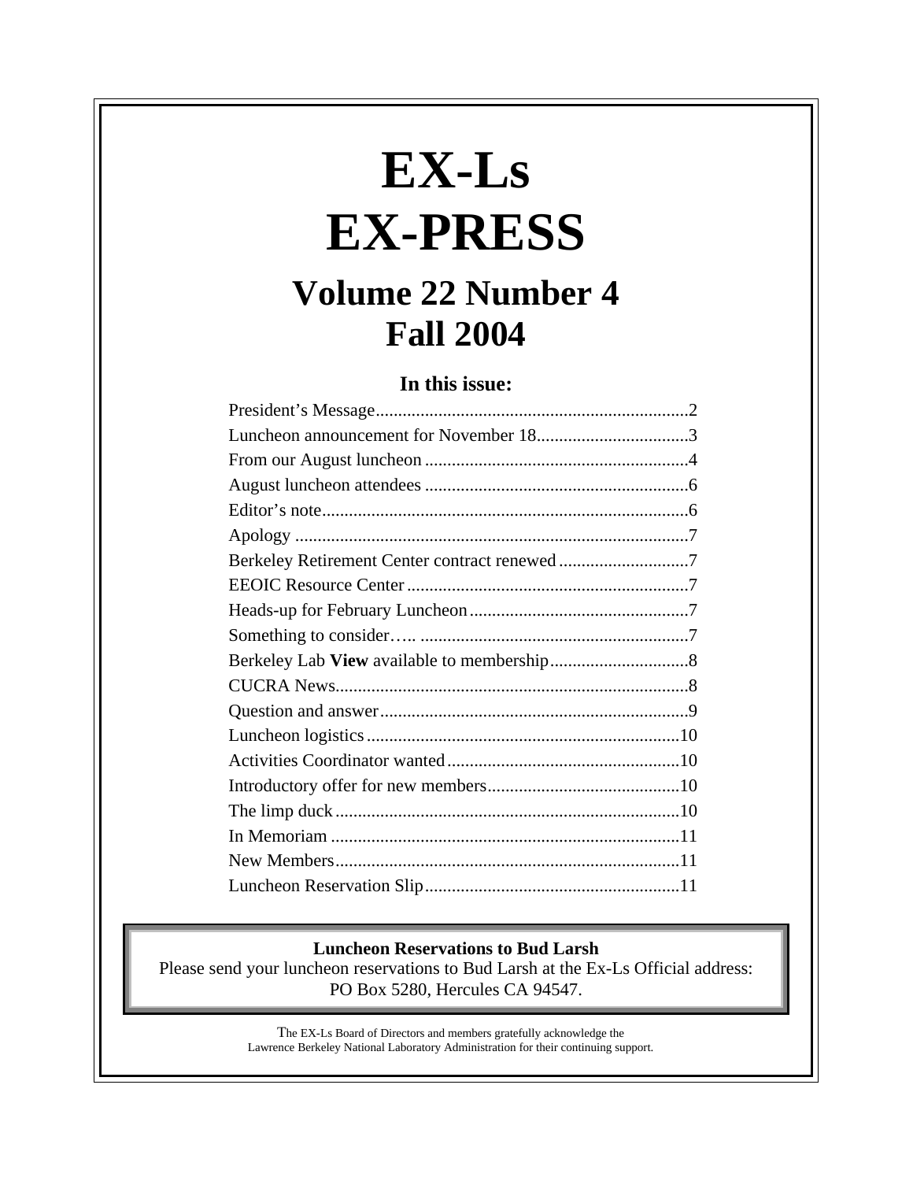# EX-Ls EX-PRESS

## Volume 22 Number 4
## Fall 2004

### In this issue:

| | |
|---|---|
| President's Message | 2 |
| Luncheon announcement for November 18 | 3 |
| From our August luncheon | 4 |
| August luncheon attendees | 6 |
| Editor's note | 6 |
| Apology | 7 |
| Berkeley Retirement Center contract renewed | 7 |
| EEOIC Resource Center | 7 |
| Heads-up for February Luncheon | 7 |
| Something to consider….. | 7 |
| Berkeley Lab **View** available to membership | 8 |
| CUCRA News | 8 |
| Question and answer | 9 |
| Luncheon logistics | 10 |
| Activities Coordinator wanted | 10 |
| Introductory offer for new members | 10 |
| The limp duck | 10 |
| In Memoriam | 11 |
| New Members | 11 |
| Luncheon Reservation Slip | 11 |

**Luncheon Reservations to Bud Larsh**

Please send your luncheon reservations to Bud Larsh at the Ex-Ls Official address: PO Box 5280, Hercules CA 94547.

The EX-Ls Board of Directors and members gratefully acknowledge the Lawrence Berkeley National Laboratory Administration for their continuing support.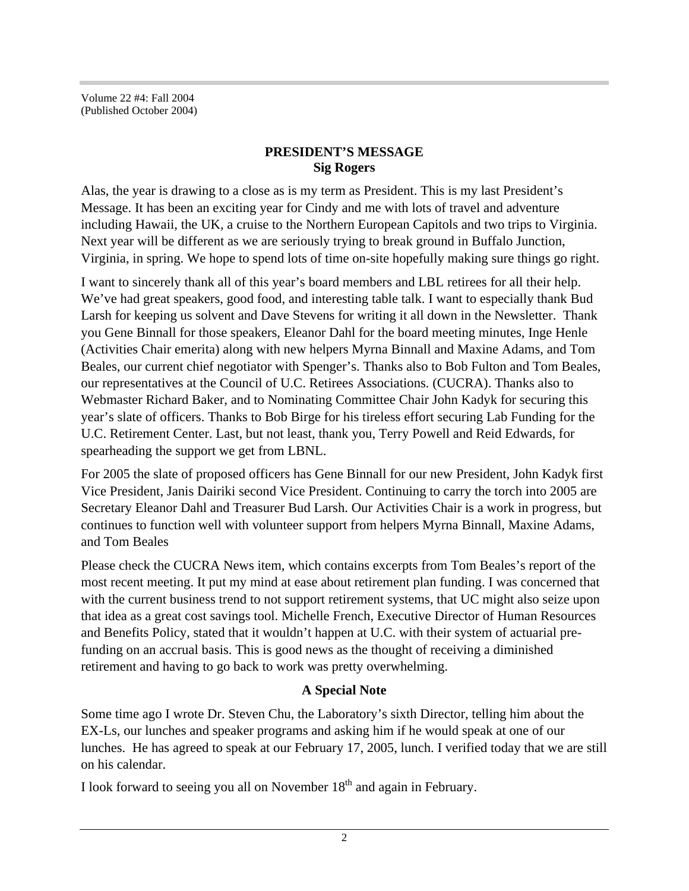Volume 22 #4: Fall 2004
(Published October 2004)

## PRESIDENT'S MESSAGE
**Sig Rogers**

Alas, the year is drawing to a close as is my term as President. This is my last President's Message. It has been an exciting year for Cindy and me with lots of travel and adventure including Hawaii, the UK, a cruise to the Northern European Capitols and two trips to Virginia. Next year will be different as we are seriously trying to break ground in Buffalo Junction, Virginia, in spring. We hope to spend lots of time on-site hopefully making sure things go right.

I want to sincerely thank all of this year's board members and LBL retirees for all their help. We've had great speakers, good food, and interesting table talk. I want to especially thank Bud Larsh for keeping us solvent and Dave Stevens for writing it all down in the Newsletter. Thank you Gene Binnall for those speakers, Eleanor Dahl for the board meeting minutes, Inge Henle (Activities Chair emerita) along with new helpers Myrna Binnall and Maxine Adams, and Tom Beales, our current chief negotiator with Spenger's. Thanks also to Bob Fulton and Tom Beales, our representatives at the Council of U.C. Retirees Associations. (CUCRA). Thanks also to Webmaster Richard Baker, and to Nominating Committee Chair John Kadyk for securing this year's slate of officers. Thanks to Bob Birge for his tireless effort securing Lab Funding for the U.C. Retirement Center. Last, but not least, thank you, Terry Powell and Reid Edwards, for spearheading the support we get from LBNL.

For 2005 the slate of proposed officers has Gene Binnall for our new President, John Kadyk first Vice President, Janis Dairiki second Vice President. Continuing to carry the torch into 2005 are Secretary Eleanor Dahl and Treasurer Bud Larsh. Our Activities Chair is a work in progress, but continues to function well with volunteer support from helpers Myrna Binnall, Maxine Adams, and Tom Beales

Please check the CUCRA News item, which contains excerpts from Tom Beales's report of the most recent meeting. It put my mind at ease about retirement plan funding. I was concerned that with the current business trend to not support retirement systems, that UC might also seize upon that idea as a great cost savings tool. Michelle French, Executive Director of Human Resources and Benefits Policy, stated that it wouldn't happen at U.C. with their system of actuarial pre-funding on an accrual basis. This is good news as the thought of receiving a diminished retirement and having to go back to work was pretty overwhelming.

### A Special Note

Some time ago I wrote Dr. Steven Chu, the Laboratory's sixth Director, telling him about the EX-Ls, our lunches and speaker programs and asking him if he would speak at one of our lunches. He has agreed to speak at our February 17, 2005, lunch. I verified today that we are still on his calendar.

I look forward to seeing you all on November 18th and again in February.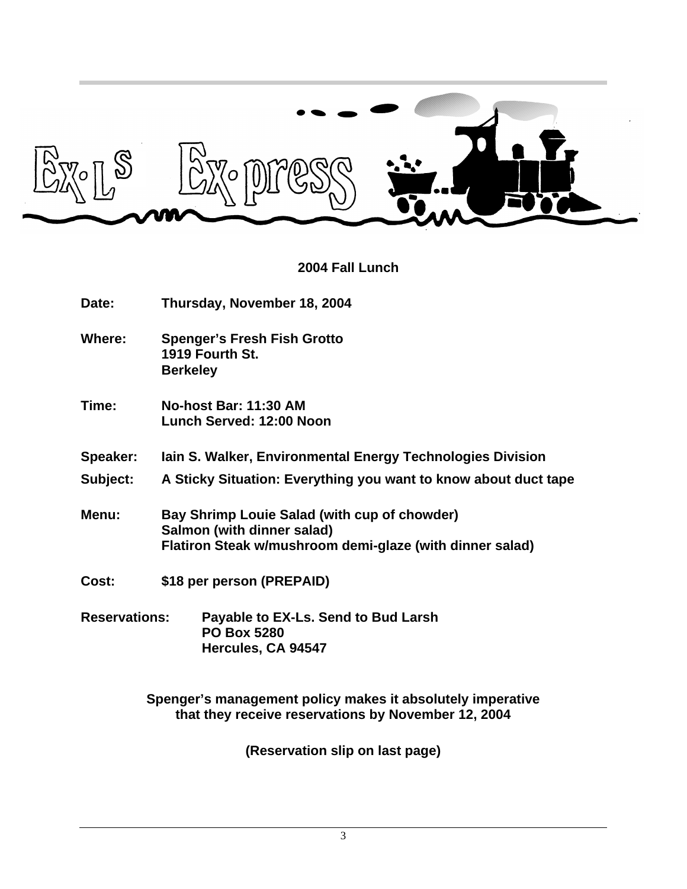# EX-Ls EX-press

## 2004 Fall Lunch

**Date:** Thursday, November 18, 2004

**Where:** Spenger's Fresh Fish Grotto
1919 Fourth St.
Berkeley

**Time:** No-host Bar: 11:30 AM
Lunch Served: 12:00 Noon

**Speaker:** Iain S. Walker, Environmental Energy Technologies Division

**Subject:** A Sticky Situation: Everything you want to know about duct tape

**Menu:** Bay Shrimp Louie Salad (with cup of chowder)
Salmon (with dinner salad)
Flatiron Steak w/mushroom demi-glaze (with dinner salad)

**Cost:** $18 per person (PREPAID)

**Reservations:** Payable to EX-Ls. Send to Bud Larsh
PO Box 5280
Hercules, CA 94547

**Spenger's management policy makes it absolutely imperative that they receive reservations by November 12, 2004**

**(Reservation slip on last page)**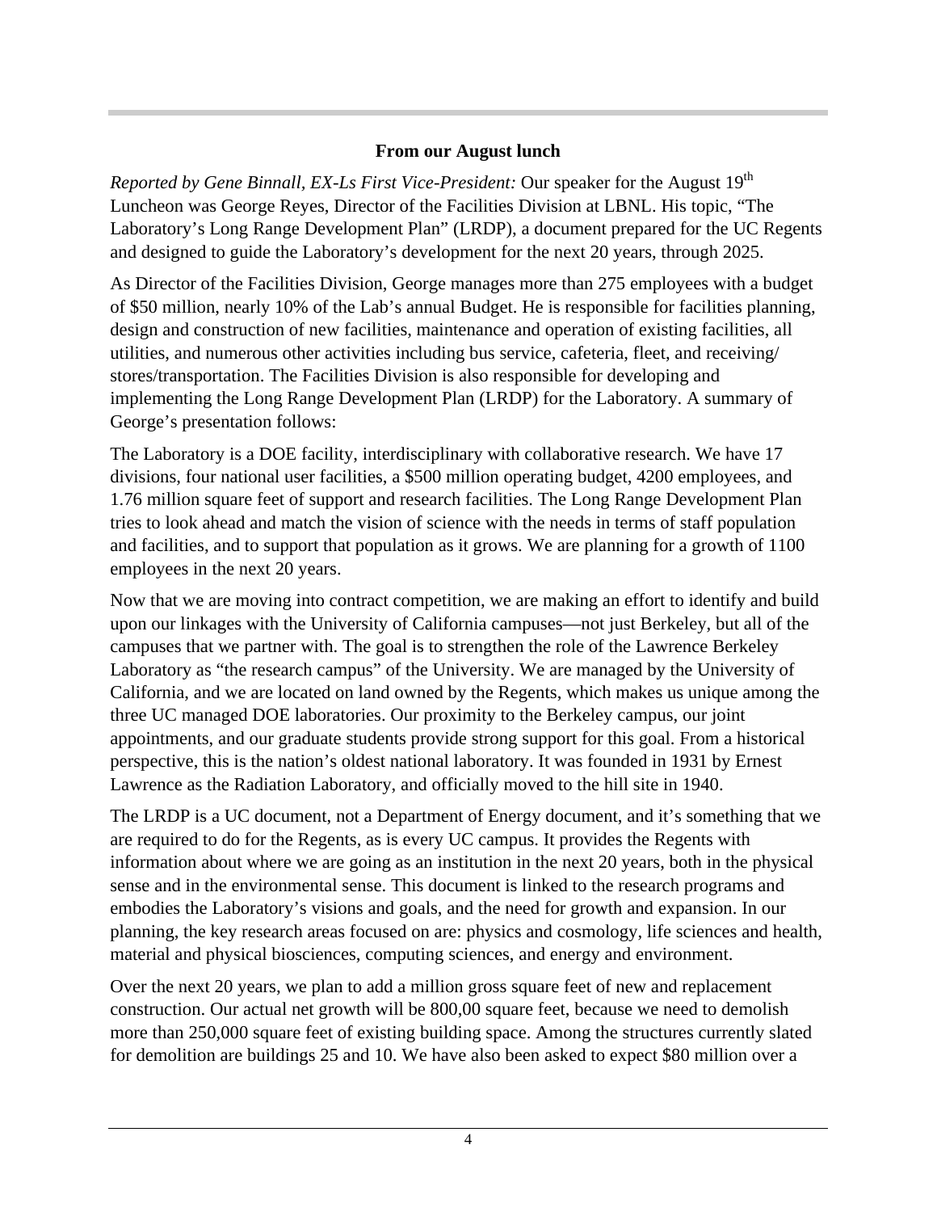## From our August lunch

*Reported by Gene Binnall, EX-Ls First Vice-President:* Our speaker for the August 19th Luncheon was George Reyes, Director of the Facilities Division at LBNL. His topic, "The Laboratory's Long Range Development Plan" (LRDP), a document prepared for the UC Regents and designed to guide the Laboratory's development for the next 20 years, through 2025.

As Director of the Facilities Division, George manages more than 275 employees with a budget of $50 million, nearly 10% of the Lab's annual Budget. He is responsible for facilities planning, design and construction of new facilities, maintenance and operation of existing facilities, all utilities, and numerous other activities including bus service, cafeteria, fleet, and receiving/ stores/transportation. The Facilities Division is also responsible for developing and implementing the Long Range Development Plan (LRDP) for the Laboratory. A summary of George's presentation follows:

The Laboratory is a DOE facility, interdisciplinary with collaborative research. We have 17 divisions, four national user facilities, a $500 million operating budget, 4200 employees, and 1.76 million square feet of support and research facilities. The Long Range Development Plan tries to look ahead and match the vision of science with the needs in terms of staff population and facilities, and to support that population as it grows. We are planning for a growth of 1100 employees in the next 20 years.

Now that we are moving into contract competition, we are making an effort to identify and build upon our linkages with the University of California campuses—not just Berkeley, but all of the campuses that we partner with. The goal is to strengthen the role of the Lawrence Berkeley Laboratory as "the research campus" of the University. We are managed by the University of California, and we are located on land owned by the Regents, which makes us unique among the three UC managed DOE laboratories. Our proximity to the Berkeley campus, our joint appointments, and our graduate students provide strong support for this goal. From a historical perspective, this is the nation's oldest national laboratory. It was founded in 1931 by Ernest Lawrence as the Radiation Laboratory, and officially moved to the hill site in 1940.

The LRDP is a UC document, not a Department of Energy document, and it's something that we are required to do for the Regents, as is every UC campus. It provides the Regents with information about where we are going as an institution in the next 20 years, both in the physical sense and in the environmental sense. This document is linked to the research programs and embodies the Laboratory's visions and goals, and the need for growth and expansion. In our planning, the key research areas focused on are: physics and cosmology, life sciences and health, material and physical biosciences, computing sciences, and energy and environment.

Over the next 20 years, we plan to add a million gross square feet of new and replacement construction. Our actual net growth will be 800,00 square feet, because we need to demolish more than 250,000 square feet of existing building space. Among the structures currently slated for demolition are buildings 25 and 10. We have also been asked to expect $80 million over a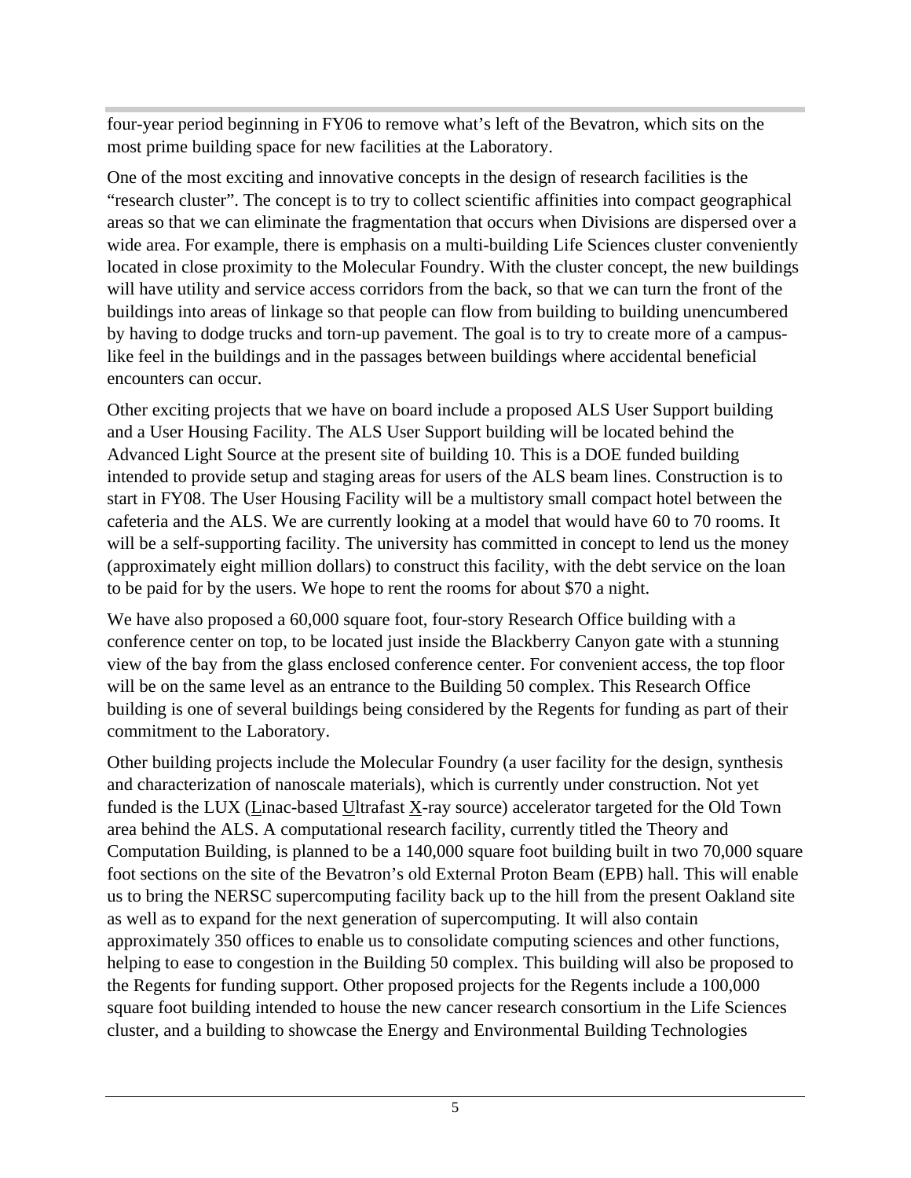four-year period beginning in FY06 to remove what's left of the Bevatron, which sits on the most prime building space for new facilities at the Laboratory.

One of the most exciting and innovative concepts in the design of research facilities is the "research cluster". The concept is to try to collect scientific affinities into compact geographical areas so that we can eliminate the fragmentation that occurs when Divisions are dispersed over a wide area. For example, there is emphasis on a multi-building Life Sciences cluster conveniently located in close proximity to the Molecular Foundry. With the cluster concept, the new buildings will have utility and service access corridors from the back, so that we can turn the front of the buildings into areas of linkage so that people can flow from building to building unencumbered by having to dodge trucks and torn-up pavement. The goal is to try to create more of a campus-like feel in the buildings and in the passages between buildings where accidental beneficial encounters can occur.

Other exciting projects that we have on board include a proposed ALS User Support building and a User Housing Facility. The ALS User Support building will be located behind the Advanced Light Source at the present site of building 10. This is a DOE funded building intended to provide setup and staging areas for users of the ALS beam lines. Construction is to start in FY08. The User Housing Facility will be a multistory small compact hotel between the cafeteria and the ALS. We are currently looking at a model that would have 60 to 70 rooms. It will be a self-supporting facility. The university has committed in concept to lend us the money (approximately eight million dollars) to construct this facility, with the debt service on the loan to be paid for by the users. We hope to rent the rooms for about $70 a night.

We have also proposed a 60,000 square foot, four-story Research Office building with a conference center on top, to be located just inside the Blackberry Canyon gate with a stunning view of the bay from the glass enclosed conference center. For convenient access, the top floor will be on the same level as an entrance to the Building 50 complex. This Research Office building is one of several buildings being considered by the Regents for funding as part of their commitment to the Laboratory.

Other building projects include the Molecular Foundry (a user facility for the design, synthesis and characterization of nanoscale materials), which is currently under construction. Not yet funded is the LUX (Linac-based Ultrafast X-ray source) accelerator targeted for the Old Town area behind the ALS. A computational research facility, currently titled the Theory and Computation Building, is planned to be a 140,000 square foot building built in two 70,000 square foot sections on the site of the Bevatron's old External Proton Beam (EPB) hall. This will enable us to bring the NERSC supercomputing facility back up to the hill from the present Oakland site as well as to expand for the next generation of supercomputing. It will also contain approximately 350 offices to enable us to consolidate computing sciences and other functions, helping to ease to congestion in the Building 50 complex. This building will also be proposed to the Regents for funding support. Other proposed projects for the Regents include a 100,000 square foot building intended to house the new cancer research consortium in the Life Sciences cluster, and a building to showcase the Energy and Environmental Building Technologies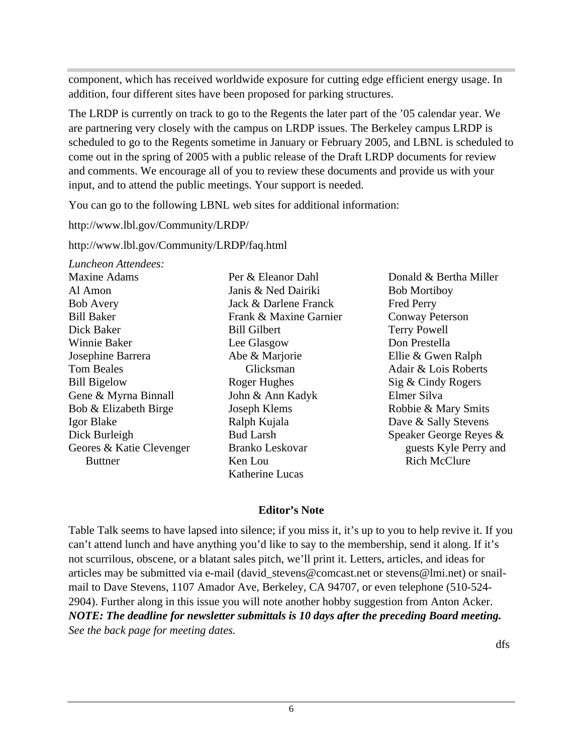component, which has received worldwide exposure for cutting edge efficient energy usage. In addition, four different sites have been proposed for parking structures.

The LRDP is currently on track to go to the Regents the later part of the '05 calendar year. We are partnering very closely with the campus on LRDP issues. The Berkeley campus LRDP is scheduled to go to the Regents sometime in January or February 2005, and LBNL is scheduled to come out in the spring of 2005 with a public release of the Draft LRDP documents for review and comments. We encourage all of you to review these documents and provide us with your input, and to attend the public meetings. Your support is needed.

You can go to the following LBNL web sites for additional information:

http://www.lbl.gov/Community/LRDP/

http://www.lbl.gov/Community/LRDP/faq.html

*Luncheon Attendees:*

Maxine Adams
Al Amon
Bob Avery
Bill Baker
Dick Baker
Winnie Baker
Josephine Barrera
Tom Beales
Bill Bigelow
Gene & Myrna Binnall
Bob & Elizabeth Birge
Igor Blake
Dick Burleigh
Geores & Katie Clevenger Buttner
Per & Eleanor Dahl
Janis & Ned Dairiki
Jack & Darlene Franck
Frank & Maxine Garnier
Bill Gilbert
Lee Glasgow
Abe & Marjorie Glicksman
Roger Hughes
John & Ann Kadyk
Joseph Klems
Ralph Kujala
Bud Larsh
Branko Leskovar
Ken Lou
Katherine Lucas
Donald & Bertha Miller
Bob Mortiboy
Fred Perry
Conway Peterson
Terry Powell
Don Prestella
Ellie & Gwen Ralph
Adair & Lois Roberts
Sig & Cindy Rogers
Elmer Silva
Robbie & Mary Smits
Dave & Sally Stevens
Speaker George Reyes & guests Kyle Perry and Rich McClure

## Editor's Note

Table Talk seems to have lapsed into silence; if you miss it, it's up to you to help revive it. If you can't attend lunch and have anything you'd like to say to the membership, send it along. If it's not scurrilous, obscene, or a blatant sales pitch, we'll print it. Letters, articles, and ideas for articles may be submitted via e-mail (david_stevens@comcast.net or stevens@lmi.net) or snail-mail to Dave Stevens, 1107 Amador Ave, Berkeley, CA 94707, or even telephone (510-524-2904). Further along in this issue you will note another hobby suggestion from Anton Acker. ***NOTE: The deadline for newsletter submittals is 10 days after the preceding Board meeting.*** *See the back page for meeting dates.*

dfs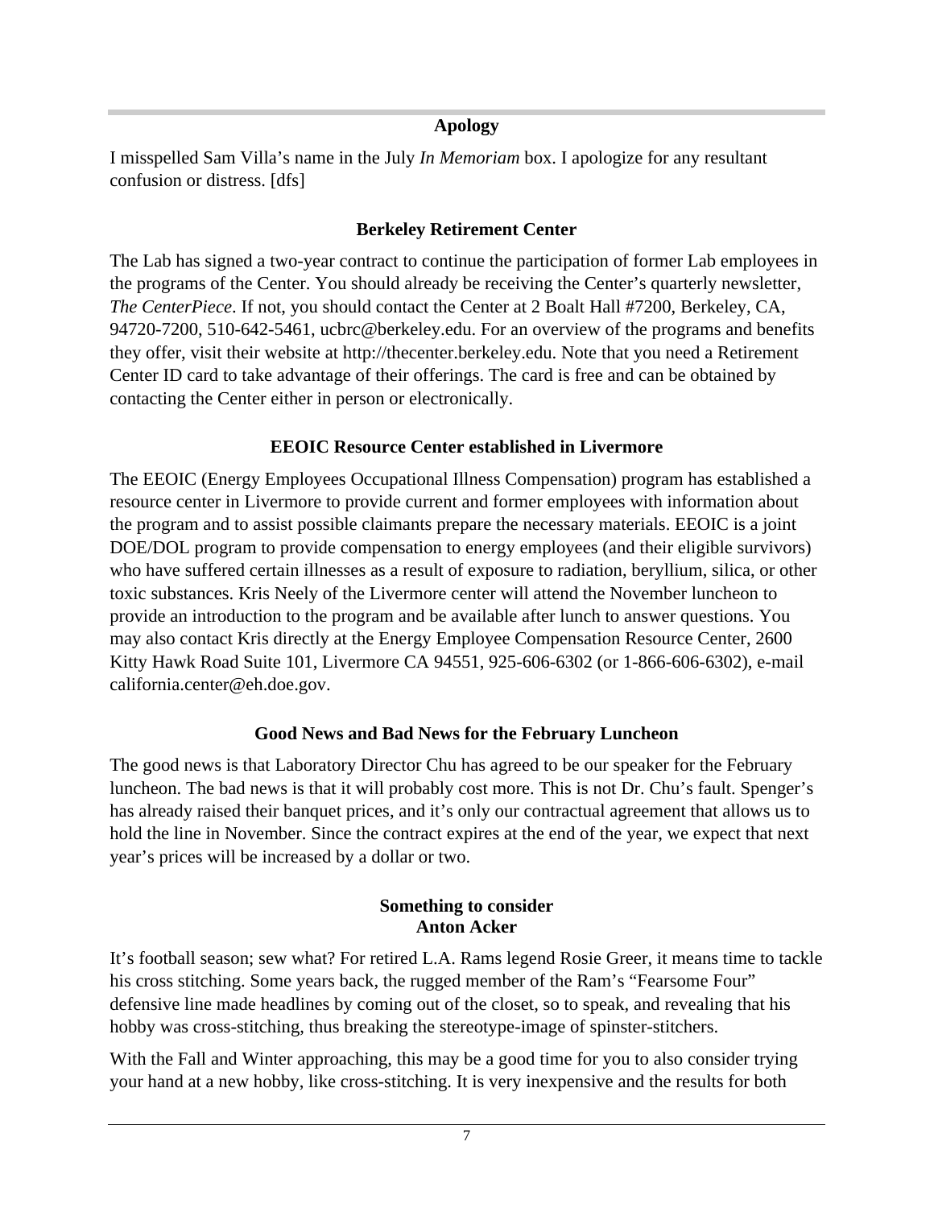## Apology

I misspelled Sam Villa's name in the July *In Memoriam* box. I apologize for any resultant confusion or distress. [dfs]

## Berkeley Retirement Center

The Lab has signed a two-year contract to continue the participation of former Lab employees in the programs of the Center. You should already be receiving the Center's quarterly newsletter, *The CenterPiece*. If not, you should contact the Center at 2 Boalt Hall #7200, Berkeley, CA, 94720-7200, 510-642-5461, ucbrc@berkeley.edu. For an overview of the programs and benefits they offer, visit their website at http://thecenter.berkeley.edu. Note that you need a Retirement Center ID card to take advantage of their offerings. The card is free and can be obtained by contacting the Center either in person or electronically.

## EEOIC Resource Center established in Livermore

The EEOIC (Energy Employees Occupational Illness Compensation) program has established a resource center in Livermore to provide current and former employees with information about the program and to assist possible claimants prepare the necessary materials. EEOIC is a joint DOE/DOL program to provide compensation to energy employees (and their eligible survivors) who have suffered certain illnesses as a result of exposure to radiation, beryllium, silica, or other toxic substances. Kris Neely of the Livermore center will attend the November luncheon to provide an introduction to the program and be available after lunch to answer questions. You may also contact Kris directly at the Energy Employee Compensation Resource Center, 2600 Kitty Hawk Road Suite 101, Livermore CA 94551, 925-606-6302 (or 1-866-606-6302), e-mail california.center@eh.doe.gov.

## Good News and Bad News for the February Luncheon

The good news is that Laboratory Director Chu has agreed to be our speaker for the February luncheon. The bad news is that it will probably cost more. This is not Dr. Chu's fault. Spenger's has already raised their banquet prices, and it's only our contractual agreement that allows us to hold the line in November. Since the contract expires at the end of the year, we expect that next year's prices will be increased by a dollar or two.

## Something to consider
**Anton Acker**

It's football season; sew what? For retired L.A. Rams legend Rosie Greer, it means time to tackle his cross stitching. Some years back, the rugged member of the Ram's "Fearsome Four" defensive line made headlines by coming out of the closet, so to speak, and revealing that his hobby was cross-stitching, thus breaking the stereotype-image of spinster-stitchers.

With the Fall and Winter approaching, this may be a good time for you to also consider trying your hand at a new hobby, like cross-stitching. It is very inexpensive and the results for both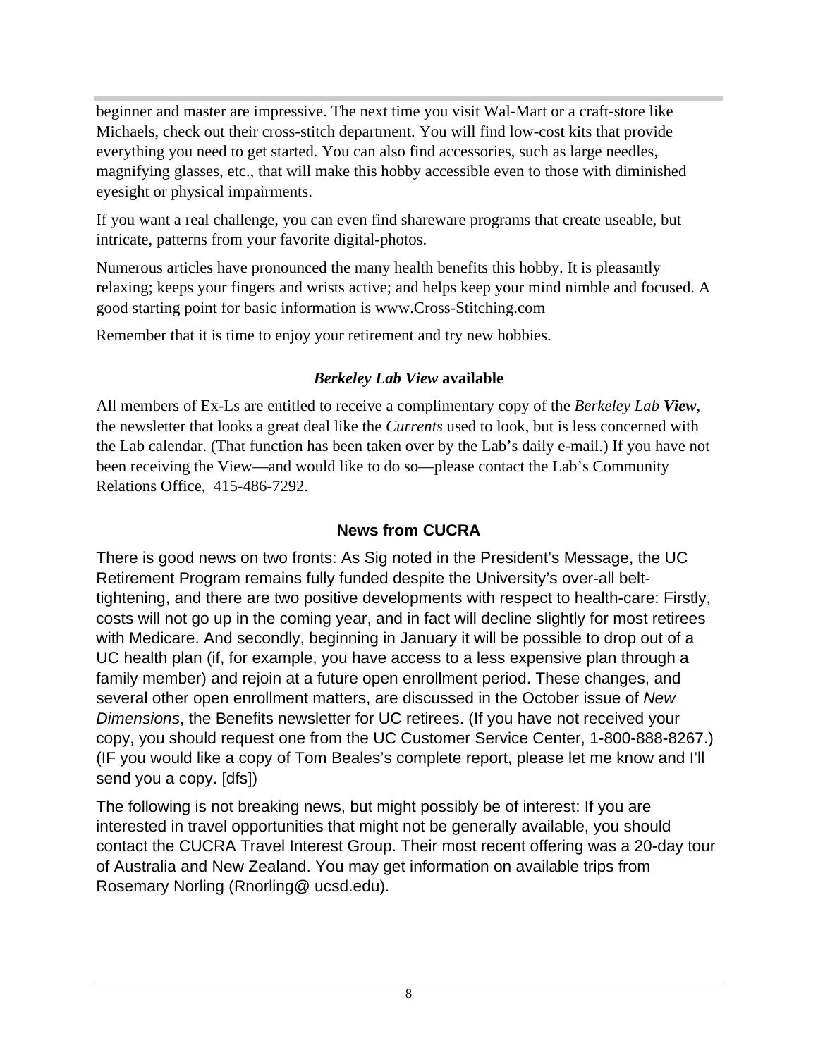beginner and master are impressive. The next time you visit Wal-Mart or a craft-store like Michaels, check out their cross-stitch department. You will find low-cost kits that provide everything you need to get started. You can also find accessories, such as large needles, magnifying glasses, etc., that will make this hobby accessible even to those with diminished eyesight or physical impairments.

If you want a real challenge, you can even find shareware programs that create useable, but intricate, patterns from your favorite digital-photos.

Numerous articles have pronounced the many health benefits this hobby. It is pleasantly relaxing; keeps your fingers and wrists active; and helps keep your mind nimble and focused. A good starting point for basic information is www.Cross-Stitching.com

Remember that it is time to enjoy your retirement and try new hobbies.

## *Berkeley Lab View* available

All members of Ex-Ls are entitled to receive a complimentary copy of the *Berkeley Lab* ***View***, the newsletter that looks a great deal like the *Currents* used to look, but is less concerned with the Lab calendar. (That function has been taken over by the Lab's daily e-mail.) If you have not been receiving the View—and would like to do so—please contact the Lab's Community Relations Office, 415-486-7292.

## News from CUCRA

There is good news on two fronts: As Sig noted in the President's Message, the UC Retirement Program remains fully funded despite the University's over-all belt-tightening, and there are two positive developments with respect to health-care: Firstly, costs will not go up in the coming year, and in fact will decline slightly for most retirees with Medicare. And secondly, beginning in January it will be possible to drop out of a UC health plan (if, for example, you have access to a less expensive plan through a family member) and rejoin at a future open enrollment period. These changes, and several other open enrollment matters, are discussed in the October issue of *New Dimensions*, the Benefits newsletter for UC retirees. (If you have not received your copy, you should request one from the UC Customer Service Center, 1-800-888-8267.) (IF you would like a copy of Tom Beales's complete report, please let me know and I'll send you a copy. [dfs])

The following is not breaking news, but might possibly be of interest: If you are interested in travel opportunities that might not be generally available, you should contact the CUCRA Travel Interest Group. Their most recent offering was a 20-day tour of Australia and New Zealand. You may get information on available trips from Rosemary Norling (Rnorling@ ucsd.edu).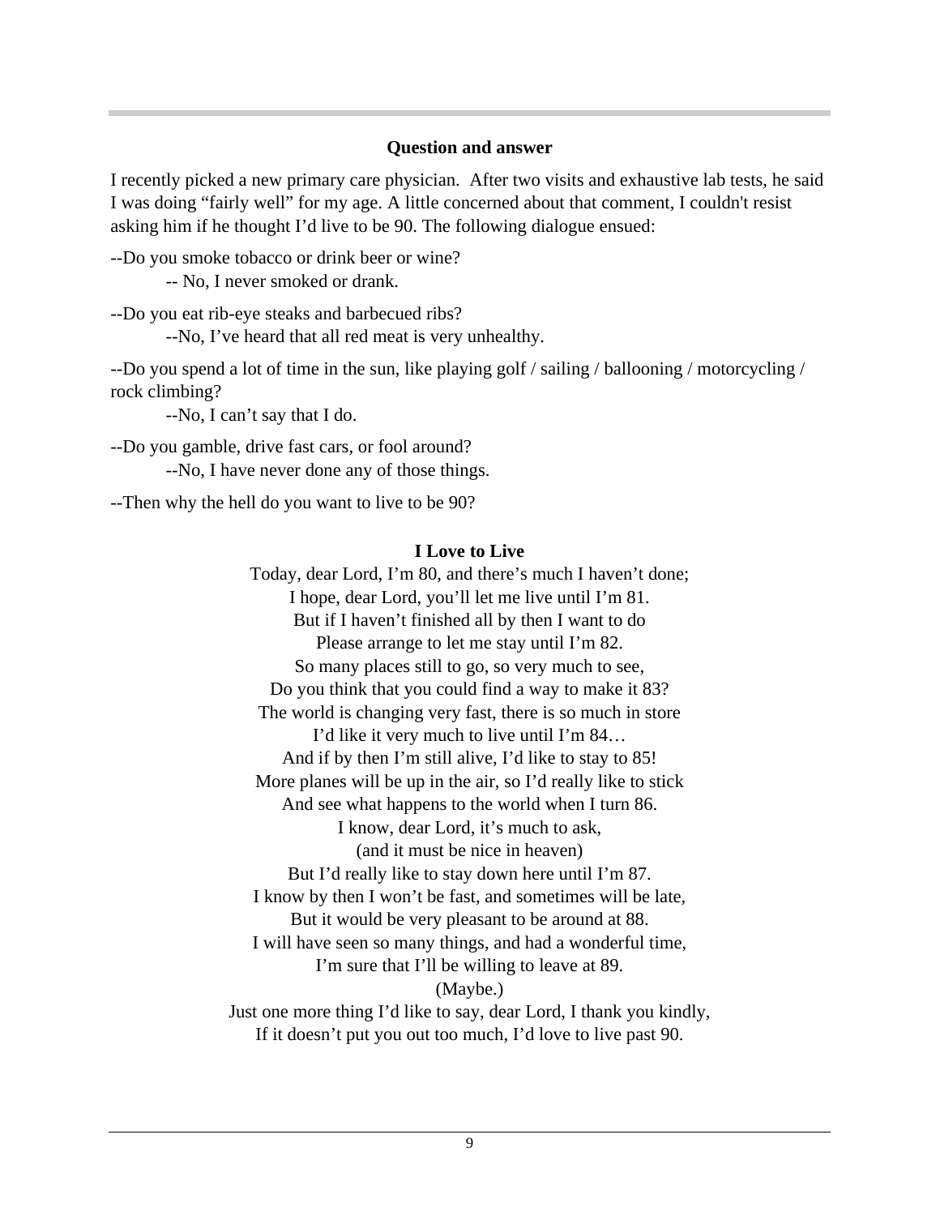## Question and answer

I recently picked a new primary care physician. After two visits and exhaustive lab tests, he said I was doing "fairly well" for my age. A little concerned about that comment, I couldn't resist asking him if he thought I'd live to be 90. The following dialogue ensued:

--Do you smoke tobacco or drink beer or wine?

  -- No, I never smoked or drank.

--Do you eat rib-eye steaks and barbecued ribs?

  --No, I've heard that all red meat is very unhealthy.

--Do you spend a lot of time in the sun, like playing golf / sailing / ballooning / motorcycling / rock climbing?

  --No, I can't say that I do.

--Do you gamble, drive fast cars, or fool around?

  --No, I have never done any of those things.

--Then why the hell do you want to live to be 90?

## I Love to Live

Today, dear Lord, I'm 80, and there's much I haven't done;  
I hope, dear Lord, you'll let me live until I'm 81.  
But if I haven't finished all by then I want to do  
Please arrange to let me stay until I'm 82.  
So many places still to go, so very much to see,  
Do you think that you could find a way to make it 83?  
The world is changing very fast, there is so much in store  
I'd like it very much to live until I'm 84…  
And if by then I'm still alive, I'd like to stay to 85!  
More planes will be up in the air, so I'd really like to stick  
And see what happens to the world when I turn 86.  
I know, dear Lord, it's much to ask,  
(and it must be nice in heaven)  
But I'd really like to stay down here until I'm 87.  
I know by then I won't be fast, and sometimes will be late,  
But it would be very pleasant to be around at 88.  
I will have seen so many things, and had a wonderful time,  
I'm sure that I'll be willing to leave at 89.  
(Maybe.)  
Just one more thing I'd like to say, dear Lord, I thank you kindly,  
If it doesn't put you out too much, I'd love to live past 90.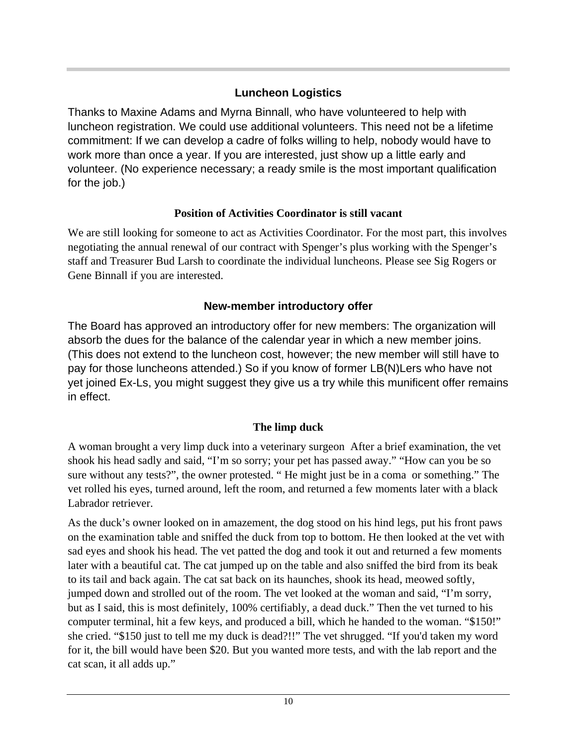## Luncheon Logistics

Thanks to Maxine Adams and Myrna Binnall, who have volunteered to help with luncheon registration. We could use additional volunteers. This need not be a lifetime commitment: If we can develop a cadre of folks willing to help, nobody would have to work more than once a year. If you are interested, just show up a little early and volunteer. (No experience necessary; a ready smile is the most important qualification for the job.)

## Position of Activities Coordinator is still vacant

We are still looking for someone to act as Activities Coordinator. For the most part, this involves negotiating the annual renewal of our contract with Spenger's plus working with the Spenger's staff and Treasurer Bud Larsh to coordinate the individual luncheons. Please see Sig Rogers or Gene Binnall if you are interested.

## New-member introductory offer

The Board has approved an introductory offer for new members: The organization will absorb the dues for the balance of the calendar year in which a new member joins. (This does not extend to the luncheon cost, however; the new member will still have to pay for those luncheons attended.) So if you know of former LB(N)Lers who have not yet joined Ex-Ls, you might suggest they give us a try while this munificent offer remains in effect.

## The limp duck

A woman brought a very limp duck into a veterinary surgeon  After a brief examination, the vet shook his head sadly and said, "I'm so sorry; your pet has passed away." "How can you be so sure without any tests?", the owner protested. " He might just be in a coma  or something." The vet rolled his eyes, turned around, left the room, and returned a few moments later with a black Labrador retriever.

As the duck's owner looked on in amazement, the dog stood on his hind legs, put his front paws on the examination table and sniffed the duck from top to bottom. He then looked at the vet with sad eyes and shook his head. The vet patted the dog and took it out and returned a few moments later with a beautiful cat. The cat jumped up on the table and also sniffed the bird from its beak to its tail and back again. The cat sat back on its haunches, shook its head, meowed softly, jumped down and strolled out of the room. The vet looked at the woman and said, "I'm sorry, but as I said, this is most definitely, 100% certifiably, a dead duck." Then the vet turned to his computer terminal, hit a few keys, and produced a bill, which he handed to the woman. "$150!" she cried. "$150 just to tell me my duck is dead?!!" The vet shrugged. "If you'd taken my word for it, the bill would have been $20. But you wanted more tests, and with the lab report and the cat scan, it all adds up."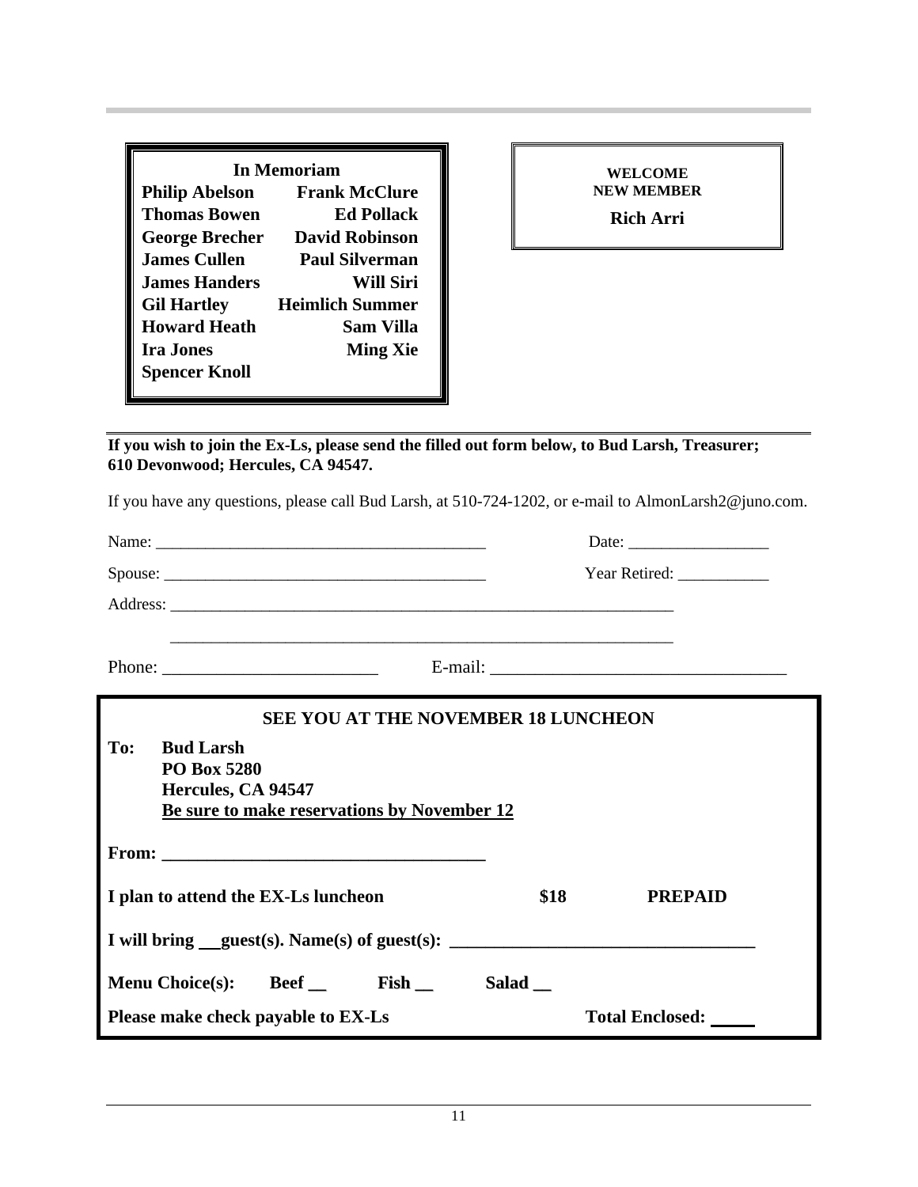### In Memoriam

| | |
|---|---|
| **Philip Abelson** | **Frank McClure** |
| **Thomas Bowen** | **Ed Pollack** |
| **George Brecher** | **David Robinson** |
| **James Cullen** | **Paul Silverman** |
| **James Handers** | **Will Siri** |
| **Gil Hartley** | **Heimlich Summer** |
| **Howard Heath** | **Sam Villa** |
| **Ira Jones** | **Ming Xie** |
| **Spencer Knoll** | |

**WELCOME**
**NEW MEMBER**

**Rich Arri**

---

**If you wish to join the Ex-Ls, please send the filled out form below, to Bud Larsh, Treasurer; 610 Devonwood; Hercules, CA 94547.**

If you have any questions, please call Bud Larsh, at 510-724-1202, or e-mail to AlmonLarsh2@juno.com.

Name: ________________________________________ Date: _________________

Spouse: ________________________________________ Year Retired: ___________

Address: ______________________________________________________________

______________________________________________________________

Phone: ________________________ E-mail: _________________________________

---

**SEE YOU AT THE NOVEMBER 18 LUNCHEON**

**To: Bud Larsh**
**PO Box 5280**
**Hercules, CA 94547**
**<u>Be sure to make reservations by November 12</u>**

**From: ___________________________________**

**I plan to attend the EX-Ls luncheon $18 PREPAID**

**I will bring __guest(s). Name(s) of guest(s): _________________________________**

**Menu Choice(s): Beef __ Fish __ Salad __**

**Please make check payable to EX-Ls Total Enclosed: _____**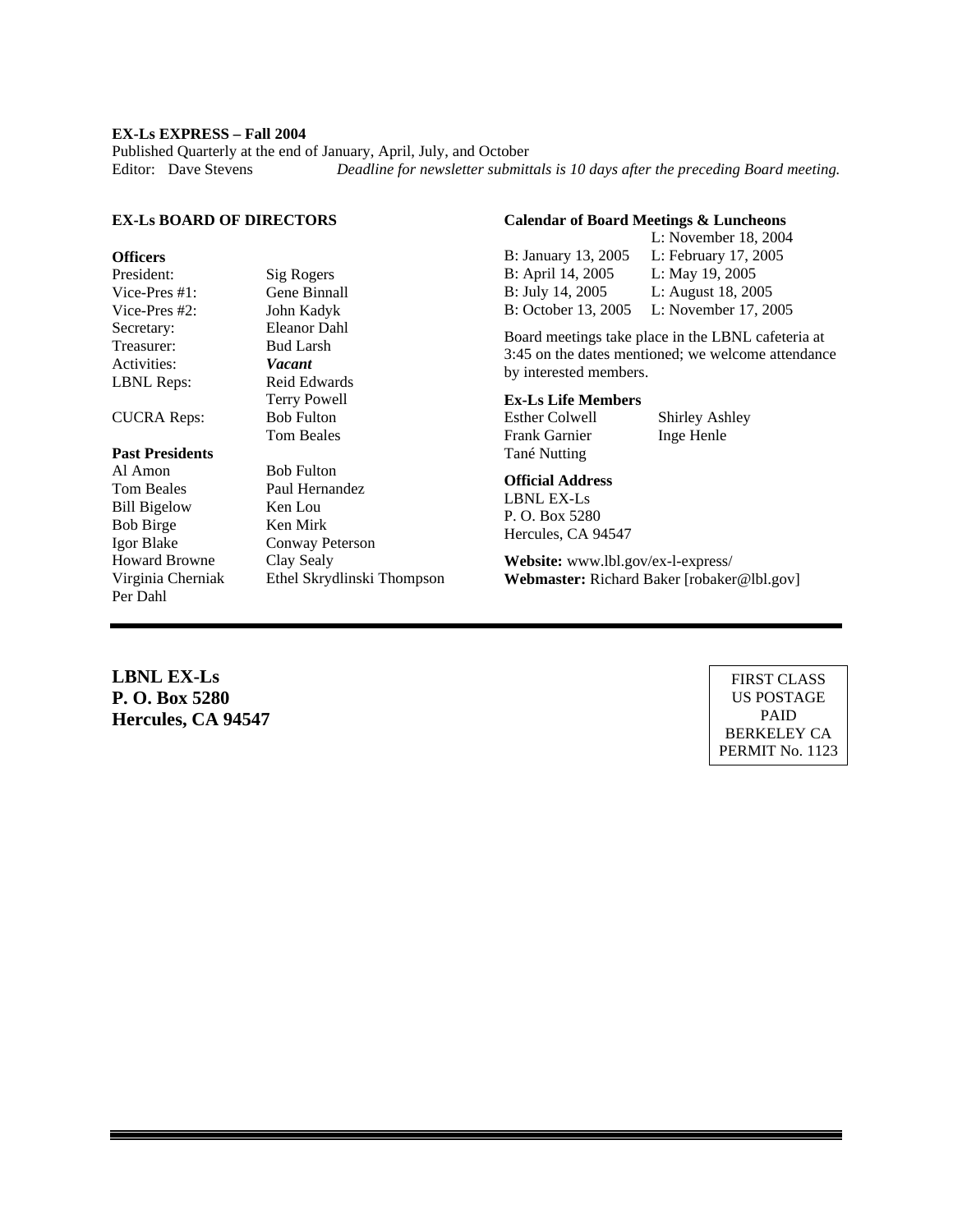**EX-Ls EXPRESS – Fall 2004**

Published Quarterly at the end of January, April, July, and October

Editor: Dave Stevens *Deadline for newsletter submittals is 10 days after the preceding Board meeting.*

**EX-Ls BOARD OF DIRECTORS**

**Officers**

| | |
|---|---|
| President: | Sig Rogers |
| Vice-Pres #1: | Gene Binnall |
| Vice-Pres #2: | John Kadyk |
| Secretary: | Eleanor Dahl |
| Treasurer: | Bud Larsh |
| Activities: | ***Vacant*** |
| LBNL Reps: | Reid Edwards |
| | Terry Powell |
| CUCRA Reps: | Bob Fulton |
| | Tom Beales |

**Past Presidents**

| | |
|---|---|
| Al Amon | Bob Fulton |
| Tom Beales | Paul Hernandez |
| Bill Bigelow | Ken Lou |
| Bob Birge | Ken Mirk |
| Igor Blake | Conway Peterson |
| Howard Browne | Clay Sealy |
| Virginia Cherniak | Ethel Skrydlinski Thompson |
| Per Dahl | |

**Calendar of Board Meetings & Luncheons**

| | |
|---|---|
| | L: November 18, 2004 |
| B: January 13, 2005 | L: February 17, 2005 |
| B: April 14, 2005 | L: May 19, 2005 |
| B: July 14, 2005 | L: August 18, 2005 |
| B: October 13, 2005 | L: November 17, 2005 |

Board meetings take place in the LBNL cafeteria at 3:45 on the dates mentioned; we welcome attendance by interested members.

**Ex-Ls Life Members**

| | |
|---|---|
| Esther Colwell | Shirley Ashley |
| Frank Garnier | Inge Henle |
| Tané Nutting | |

**Official Address**

LBNL EX-Ls
P. O. Box 5280
Hercules, CA 94547

**Website:** www.lbl.gov/ex-l-express/
**Webmaster:** Richard Baker [robaker@lbl.gov]

---

**LBNL EX-Ls**
**P. O. Box 5280**
**Hercules, CA 94547**

FIRST CLASS
US POSTAGE
PAID
BERKELEY CA
PERMIT No. 1123